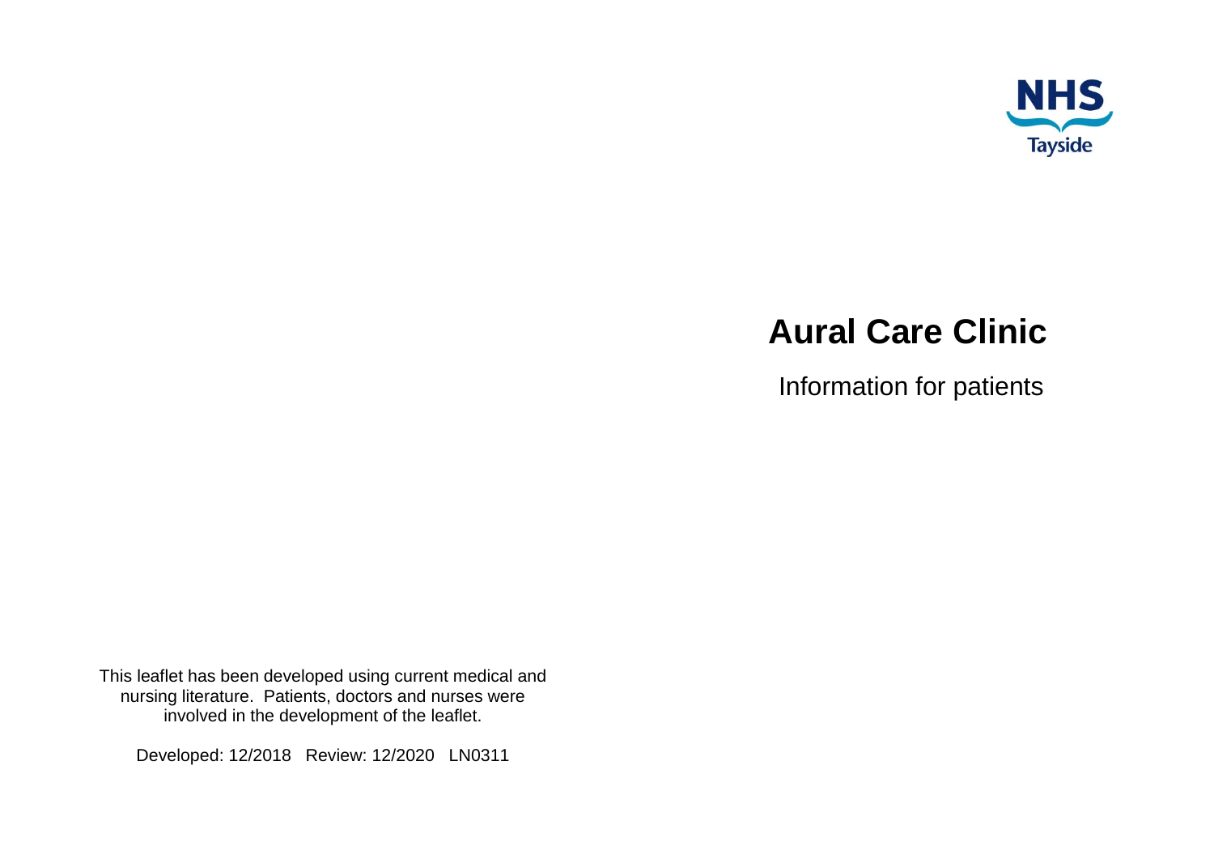NHS Tayside

# Aural Care Clinic

Information for patients

This leaflet has been developed using current medical and nursing literature. Patients, doctors and nurses were involved in the development of the leaflet.

Developed: 12/2018 Review: 12/2020 LN0311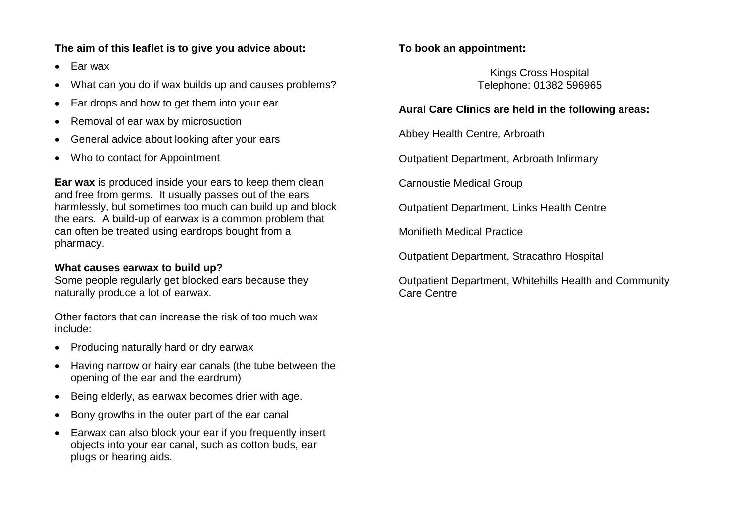**The aim of this leaflet is to give you advice about:**

- Ear wax
- What can you do if wax builds up and causes problems?
- Ear drops and how to get them into your ear
- Removal of ear wax by microsuction
- General advice about looking after your ears
- Who to contact for Appointment

**Ear wax** is produced inside your ears to keep them clean and free from germs. It usually passes out of the ears harmlessly, but sometimes too much can build up and block the ears. A build-up of earwax is a common problem that can often be treated using eardrops bought from a pharmacy.

**What causes earwax to build up?**

Some people regularly get blocked ears because they naturally produce a lot of earwax.

Other factors that can increase the risk of too much wax include:

- Producing naturally hard or dry earwax
- Having narrow or hairy ear canals (the tube between the opening of the ear and the eardrum)
- Being elderly, as earwax becomes drier with age.
- Bony growths in the outer part of the ear canal
- Earwax can also block your ear if you frequently insert objects into your ear canal, such as cotton buds, ear plugs or hearing aids.

**To book an appointment:**

Kings Cross Hospital
Telephone: 01382 596965

**Aural Care Clinics are held in the following areas:**

Abbey Health Centre, Arbroath

Outpatient Department, Arbroath Infirmary

Carnoustie Medical Group

Outpatient Department, Links Health Centre

Monifieth Medical Practice

Outpatient Department, Stracathro Hospital

Outpatient Department, Whitehills Health and Community Care Centre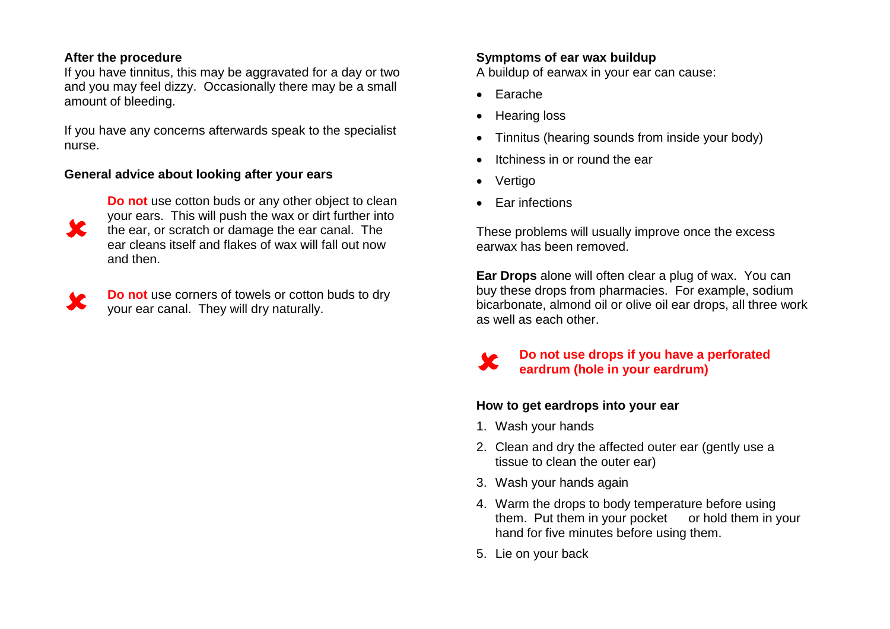### After the procedure

If you have tinnitus, this may be aggravated for a day or two and you may feel dizzy. Occasionally there may be a small amount of bleeding.

If you have any concerns afterwards speak to the specialist nurse.

### General advice about looking after your ears

✘ **Do not** use cotton buds or any other object to clean your ears. This will push the wax or dirt further into the ear, or scratch or damage the ear canal. The ear cleans itself and flakes of wax will fall out now and then.

✘ **Do not** use corners of towels or cotton buds to dry your ear canal. They will dry naturally.

### Symptoms of ear wax buildup

A buildup of earwax in your ear can cause:

- Earache
- Hearing loss
- Tinnitus (hearing sounds from inside your body)
- Itchiness in or round the ear
- Vertigo
- Ear infections

These problems will usually improve once the excess earwax has been removed.

**Ear Drops** alone will often clear a plug of wax. You can buy these drops from pharmacies. For example, sodium bicarbonate, almond oil or olive oil ear drops, all three work as well as each other.

✘ **Do not use drops if you have a perforated eardrum (hole in your eardrum)**

### How to get eardrops into your ear

1. Wash your hands
2. Clean and dry the affected outer ear (gently use a tissue to clean the outer ear)
3. Wash your hands again
4. Warm the drops to body temperature before using them. Put them in your pocket or hold them in your hand for five minutes before using them.
5. Lie on your back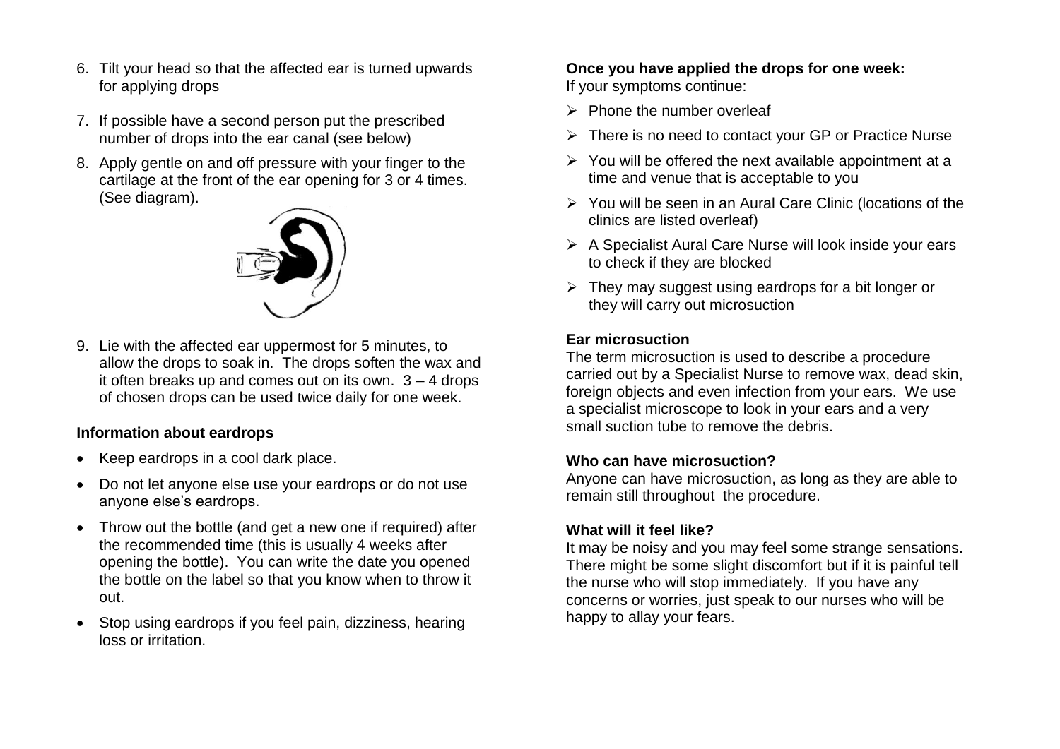6. Tilt your head so that the affected ear is turned upwards for applying drops
7. If possible have a second person put the prescribed number of drops into the ear canal (see below)
8. Apply gentle on and off pressure with your finger to the cartilage at the front of the ear opening for 3 or 4 times. (See diagram).
9. Lie with the affected ear uppermost for 5 minutes, to allow the drops to soak in. The drops soften the wax and it often breaks up and comes out on its own. 3 – 4 drops of chosen drops can be used twice daily for one week.

**Information about eardrops**

- Keep eardrops in a cool dark place.
- Do not let anyone else use your eardrops or do not use anyone else's eardrops.
- Throw out the bottle (and get a new one if required) after the recommended time (this is usually 4 weeks after opening the bottle). You can write the date you opened the bottle on the label so that you know when to throw it out.
- Stop using eardrops if you feel pain, dizziness, hearing loss or irritation.

**Once you have applied the drops for one week:**
If your symptoms continue:

- Phone the number overleaf
- There is no need to contact your GP or Practice Nurse
- You will be offered the next available appointment at a time and venue that is acceptable to you
- You will be seen in an Aural Care Clinic (locations of the clinics are listed overleaf)
- A Specialist Aural Care Nurse will look inside your ears to check if they are blocked
- They may suggest using eardrops for a bit longer or they will carry out microsuction

**Ear microsuction**
The term microsuction is used to describe a procedure carried out by a Specialist Nurse to remove wax, dead skin, foreign objects and even infection from your ears. We use a specialist microscope to look in your ears and a very small suction tube to remove the debris.

**Who can have microsuction?**
Anyone can have microsuction, as long as they are able to remain still throughout the procedure.

**What will it feel like?**
It may be noisy and you may feel some strange sensations. There might be some slight discomfort but if it is painful tell the nurse who will stop immediately. If you have any concerns or worries, just speak to our nurses who will be happy to allay your fears.